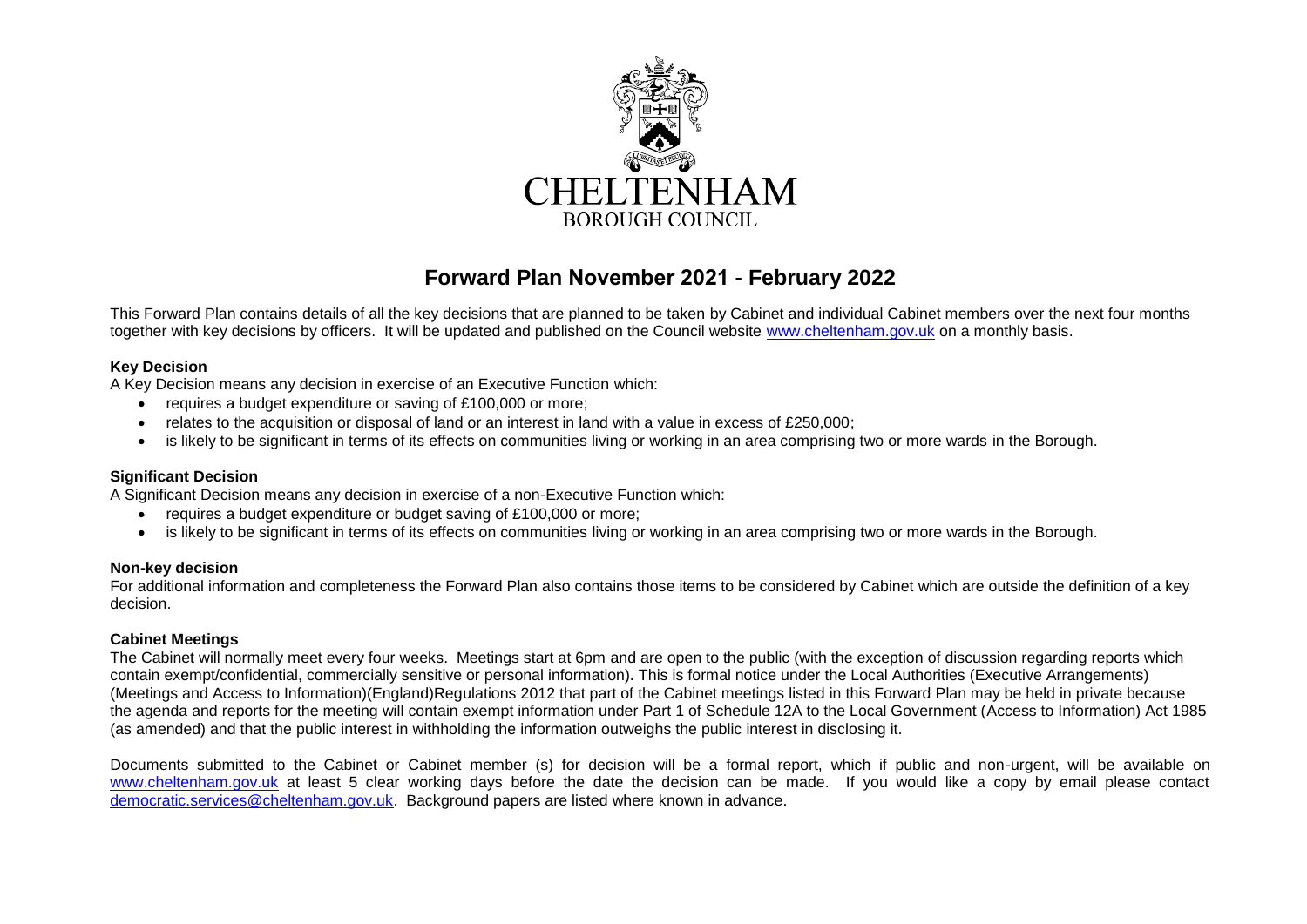CHELTENHAM

BOROUGH COUNCIL

# Forward Plan November 2021 - February 2022

This Forward Plan contains details of all the key decisions that are planned to be taken by Cabinet and individual Cabinet members over the next four months together with key decisions by officers. It will be updated and published on the Council website www.cheltenham.gov.uk on a monthly basis.

**Key Decision**

A Key Decision means any decision in exercise of an Executive Function which:

- requires a budget expenditure or saving of £100,000 or more;
- relates to the acquisition or disposal of land or an interest in land with a value in excess of £250,000;
- is likely to be significant in terms of its effects on communities living or working in an area comprising two or more wards in the Borough.

**Significant Decision**

A Significant Decision means any decision in exercise of a non-Executive Function which:

- requires a budget expenditure or budget saving of £100,000 or more;
- is likely to be significant in terms of its effects on communities living or working in an area comprising two or more wards in the Borough.

**Non-key decision**

For additional information and completeness the Forward Plan also contains those items to be considered by Cabinet which are outside the definition of a key decision.

**Cabinet Meetings**

The Cabinet will normally meet every four weeks. Meetings start at 6pm and are open to the public (with the exception of discussion regarding reports which contain exempt/confidential, commercially sensitive or personal information). This is formal notice under the Local Authorities (Executive Arrangements) (Meetings and Access to Information)(England)Regulations 2012 that part of the Cabinet meetings listed in this Forward Plan may be held in private because the agenda and reports for the meeting will contain exempt information under Part 1 of Schedule 12A to the Local Government (Access to Information) Act 1985 (as amended) and that the public interest in withholding the information outweighs the public interest in disclosing it.

Documents submitted to the Cabinet or Cabinet member (s) for decision will be a formal report, which if public and non-urgent, will be available on www.cheltenham.gov.uk at least 5 clear working days before the date the decision can be made. If you would like a copy by email please contact democratic.services@cheltenham.gov.uk. Background papers are listed where known in advance.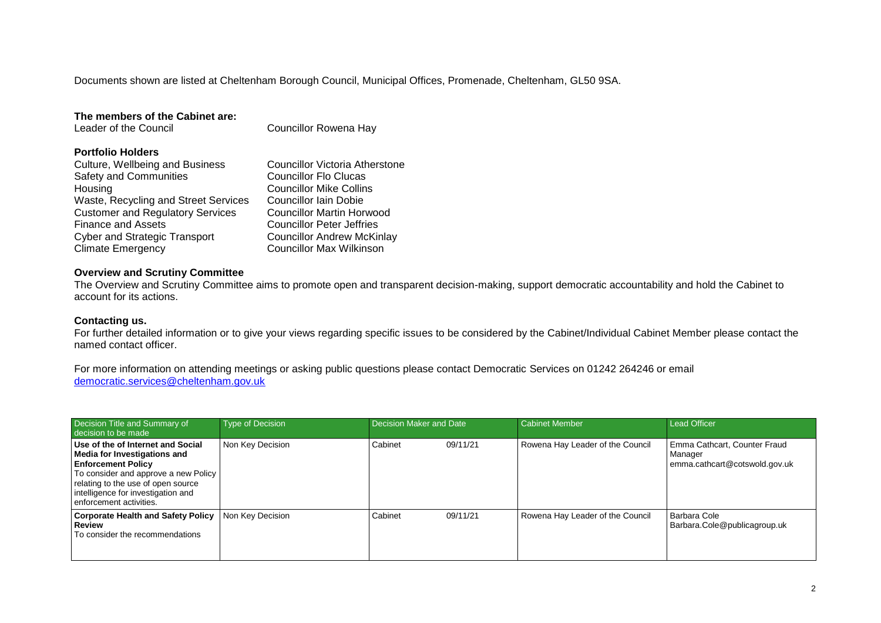Documents shown are listed at Cheltenham Borough Council, Municipal Offices, Promenade, Cheltenham, GL50 9SA.

**The members of the Cabinet are:**

Leader of the Council — Councillor Rowena Hay

**Portfolio Holders**

| | |
|---|---|
| Culture, Wellbeing and Business | Councillor Victoria Atherstone |
| Safety and Communities | Councillor Flo Clucas |
| Housing | Councillor Mike Collins |
| Waste, Recycling and Street Services | Councillor Iain Dobie |
| Customer and Regulatory Services | Councillor Martin Horwood |
| Finance and Assets | Councillor Peter Jeffries |
| Cyber and Strategic Transport | Councillor Andrew McKinlay |
| Climate Emergency | Councillor Max Wilkinson |

**Overview and Scrutiny Committee**

The Overview and Scrutiny Committee aims to promote open and transparent decision-making, support democratic accountability and hold the Cabinet to account for its actions.

**Contacting us.**

For further detailed information or to give your views regarding specific issues to be considered by the Cabinet/Individual Cabinet Member please contact the named contact officer.

For more information on attending meetings or asking public questions please contact Democratic Services on 01242 264246 or email democratic.services@cheltenham.gov.uk

| Decision Title and Summary of decision to be made | Type of Decision | Decision Maker and Date | | Cabinet Member | Lead Officer |
|---|---|---|---|---|---|
| **Use of the of Internet and Social Media for Investigations and Enforcement Policy** To consider and approve a new Policy relating to the use of open source intelligence for investigation and enforcement activities. | Non Key Decision | Cabinet | 09/11/21 | Rowena Hay Leader of the Council | Emma Cathcart, Counter Fraud Manager emma.cathcart@cotswold.gov.uk |
| **Corporate Health and Safety Policy Review** To consider the recommendations | Non Key Decision | Cabinet | 09/11/21 | Rowena Hay Leader of the Council | Barbara Cole Barbara.Cole@publicagroup.uk |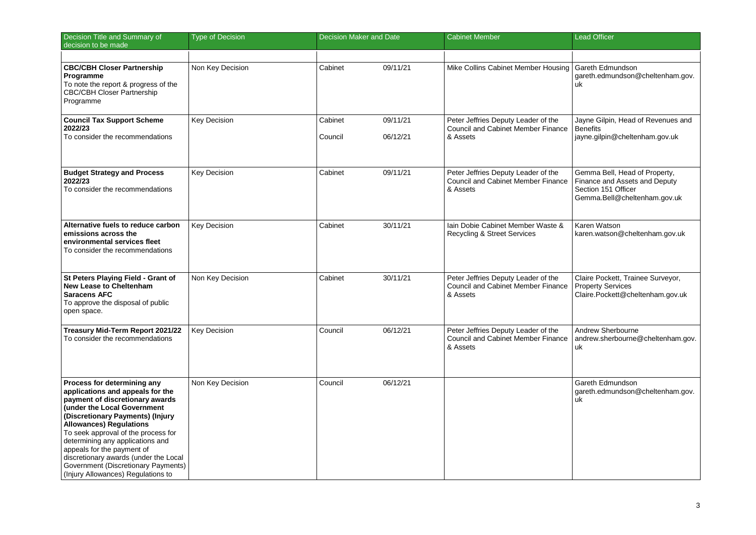| Decision Title and Summary of decision to be made | Type of Decision | Decision Maker and Date | | Cabinet Member | Lead Officer |
|---|---|---|---|---|---|
| **CBC/CBH Closer Partnership Programme**<br>To note the report & progress of the CBC/CBH Closer Partnership Programme | Non Key Decision | Cabinet | 09/11/21 | Mike Collins Cabinet Member Housing | Gareth Edmundson<br>gareth.edmundson@cheltenham.gov.uk |
| **Council Tax Support Scheme 2022/23**<br>To consider the recommendations | Key Decision | Cabinet<br><br>Council | 09/11/21<br><br>06/12/21 | Peter Jeffries Deputy Leader of the Council and Cabinet Member Finance & Assets | Jayne Gilpin, Head of Revenues and Benefits<br>jayne.gilpin@cheltenham.gov.uk |
| **Budget Strategy and Process 2022/23**<br>To consider the recommendations | Key Decision | Cabinet | 09/11/21 | Peter Jeffries Deputy Leader of the Council and Cabinet Member Finance & Assets | Gemma Bell, Head of Property, Finance and Assets and Deputy Section 151 Officer<br>Gemma.Bell@cheltenham.gov.uk |
| **Alternative fuels to reduce carbon emissions across the environmental services fleet**<br>To consider the recommendations | Key Decision | Cabinet | 30/11/21 | Iain Dobie Cabinet Member Waste & Recycling & Street Services | Karen Watson<br>karen.watson@cheltenham.gov.uk |
| **St Peters Playing Field - Grant of New Lease to Cheltenham Saracens AFC**<br>To approve the disposal of public open space. | Non Key Decision | Cabinet | 30/11/21 | Peter Jeffries Deputy Leader of the Council and Cabinet Member Finance & Assets | Claire Pockett, Trainee Surveyor, Property Services<br>Claire.Pockett@cheltenham.gov.uk |
| **Treasury Mid-Term Report 2021/22**<br>To consider the recommendations | Key Decision | Council | 06/12/21 | Peter Jeffries Deputy Leader of the Council and Cabinet Member Finance & Assets | Andrew Sherbourne<br>andrew.sherbourne@cheltenham.gov.uk |
| **Process for determining any applications and appeals for the payment of discretionary awards (under the Local Government (Discretionary Payments) (Injury Allowances) Regulations**<br>To seek approval of the process for determining any applications and appeals for the payment of discretionary awards (under the Local Government (Discretionary Payments) (Injury Allowances) Regulations to | Non Key Decision | Council | 06/12/21 | | Gareth Edmundson<br>gareth.edmundson@cheltenham.gov.uk |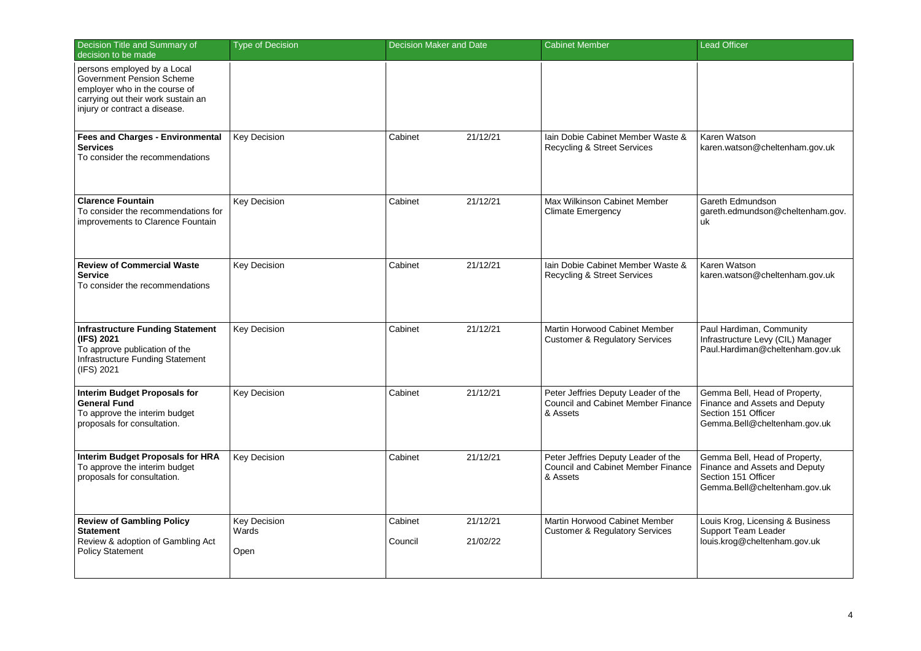| Decision Title and Summary of decision to be made | Type of Decision | Decision Maker and Date | | Cabinet Member | Lead Officer |
|---|---|---|---|---|---|
| persons employed by a Local Government Pension Scheme employer who in the course of carrying out their work sustain an injury or contract a disease. | | | | | |
| **Fees and Charges - Environmental Services**<br>To consider the recommendations | Key Decision | Cabinet | 21/12/21 | Iain Dobie Cabinet Member Waste & Recycling & Street Services | Karen Watson<br>karen.watson@cheltenham.gov.uk |
| **Clarence Fountain**<br>To consider the recommendations for improvements to Clarence Fountain | Key Decision | Cabinet | 21/12/21 | Max Wilkinson Cabinet Member Climate Emergency | Gareth Edmundson<br>gareth.edmundson@cheltenham.gov.uk |
| **Review of Commercial Waste Service**<br>To consider the recommendations | Key Decision | Cabinet | 21/12/21 | Iain Dobie Cabinet Member Waste & Recycling & Street Services | Karen Watson<br>karen.watson@cheltenham.gov.uk |
| **Infrastructure Funding Statement (IFS) 2021**<br>To approve publication of the Infrastructure Funding Statement (IFS) 2021 | Key Decision | Cabinet | 21/12/21 | Martin Horwood Cabinet Member Customer & Regulatory Services | Paul Hardiman, Community Infrastructure Levy (CIL) Manager<br>Paul.Hardiman@cheltenham.gov.uk |
| **Interim Budget Proposals for General Fund**<br>To approve the interim budget proposals for consultation. | Key Decision | Cabinet | 21/12/21 | Peter Jeffries Deputy Leader of the Council and Cabinet Member Finance & Assets | Gemma Bell, Head of Property, Finance and Assets and Deputy Section 151 Officer<br>Gemma.Bell@cheltenham.gov.uk |
| **Interim Budget Proposals for HRA**<br>To approve the interim budget proposals for consultation. | Key Decision | Cabinet | 21/12/21 | Peter Jeffries Deputy Leader of the Council and Cabinet Member Finance & Assets | Gemma Bell, Head of Property, Finance and Assets and Deputy Section 151 Officer<br>Gemma.Bell@cheltenham.gov.uk |
| **Review of Gambling Policy Statement**<br>Review & adoption of Gambling Act Policy Statement | Key Decision<br>Wards<br><br>Open | Cabinet<br><br>Council | 21/12/21<br><br>21/02/22 | Martin Horwood Cabinet Member Customer & Regulatory Services | Louis Krog, Licensing & Business Support Team Leader<br>louis.krog@cheltenham.gov.uk |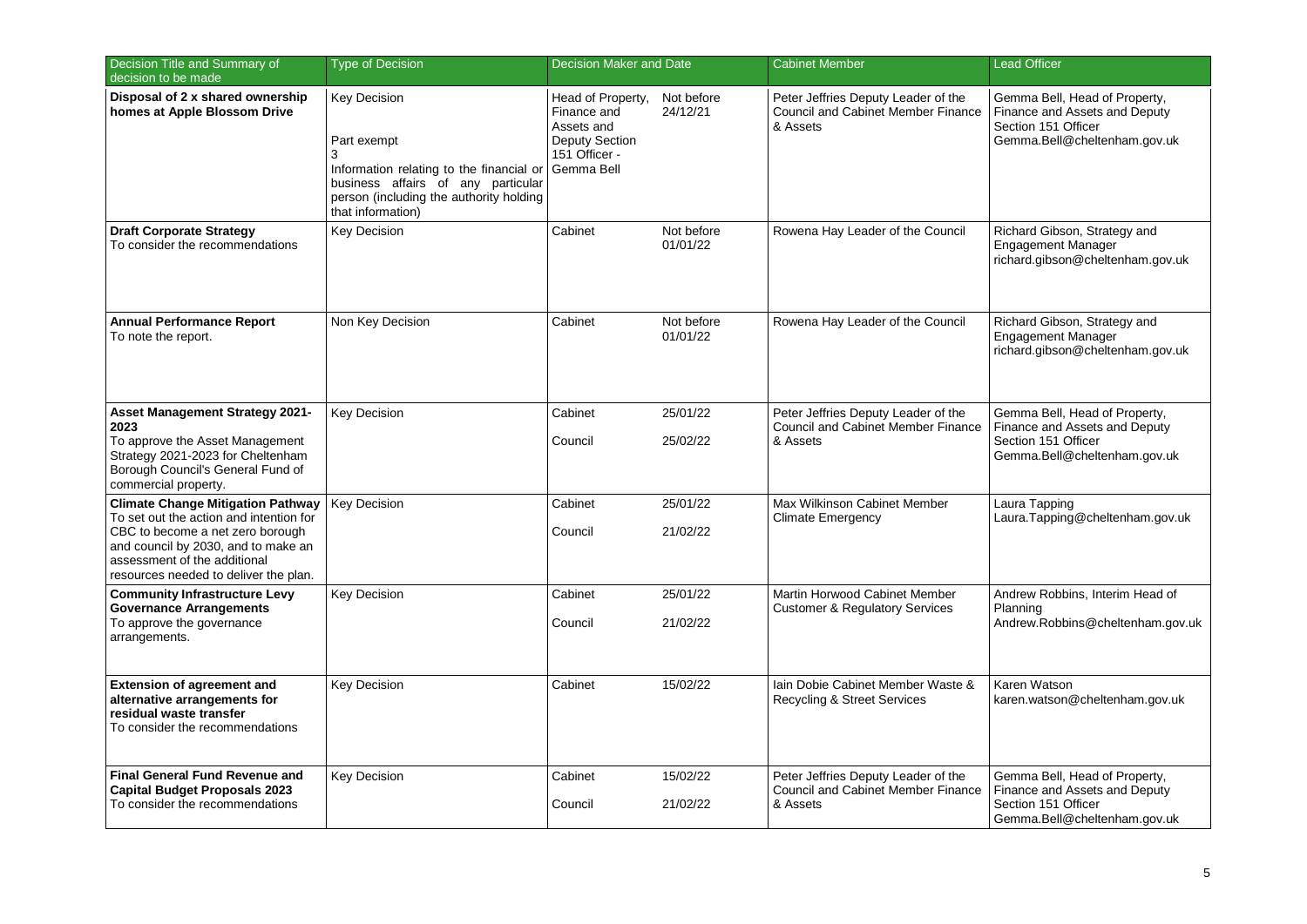| Decision Title and Summary of decision to be made | Type of Decision | Decision Maker and Date | | Cabinet Member | Lead Officer |
|---|---|---|---|---|---|
| **Disposal of 2 x shared ownership homes at Apple Blossom Drive** | Key Decision<br><br>Part exempt<br>3<br>Information relating to the financial or business affairs of any particular person (including the authority holding that information) | Head of Property, Finance and Assets and Deputy Section 151 Officer - Gemma Bell | Not before 24/12/21 | Peter Jeffries Deputy Leader of the Council and Cabinet Member Finance & Assets | Gemma Bell, Head of Property, Finance and Assets and Deputy Section 151 Officer<br>Gemma.Bell@cheltenham.gov.uk |
| **Draft Corporate Strategy**<br>To consider the recommendations | Key Decision | Cabinet | Not before 01/01/22 | Rowena Hay Leader of the Council | Richard Gibson, Strategy and Engagement Manager<br>richard.gibson@cheltenham.gov.uk |
| **Annual Performance Report**<br>To note the report. | Non Key Decision | Cabinet | Not before 01/01/22 | Rowena Hay Leader of the Council | Richard Gibson, Strategy and Engagement Manager<br>richard.gibson@cheltenham.gov.uk |
| **Asset Management Strategy 2021-2023**<br>To approve the Asset Management Strategy 2021-2023 for Cheltenham Borough Council's General Fund of commercial property. | Key Decision | Cabinet<br><br>Council | 25/01/22<br><br>25/02/22 | Peter Jeffries Deputy Leader of the Council and Cabinet Member Finance & Assets | Gemma Bell, Head of Property, Finance and Assets and Deputy Section 151 Officer<br>Gemma.Bell@cheltenham.gov.uk |
| **Climate Change Mitigation Pathway**<br>To set out the action and intention for CBC to become a net zero borough and council by 2030, and to make an assessment of the additional resources needed to deliver the plan. | Key Decision | Cabinet<br><br>Council | 25/01/22<br><br>21/02/22 | Max Wilkinson Cabinet Member Climate Emergency | Laura Tapping<br>Laura.Tapping@cheltenham.gov.uk |
| **Community Infrastructure Levy Governance Arrangements**<br>To approve the governance arrangements. | Key Decision | Cabinet<br><br>Council | 25/01/22<br><br>21/02/22 | Martin Horwood Cabinet Member Customer & Regulatory Services | Andrew Robbins, Interim Head of Planning<br>Andrew.Robbins@cheltenham.gov.uk |
| **Extension of agreement and alternative arrangements for residual waste transfer**<br>To consider the recommendations | Key Decision | Cabinet | 15/02/22 | Iain Dobie Cabinet Member Waste & Recycling & Street Services | Karen Watson<br>karen.watson@cheltenham.gov.uk |
| **Final General Fund Revenue and Capital Budget Proposals 2023**<br>To consider the recommendations | Key Decision | Cabinet<br><br>Council | 15/02/22<br><br>21/02/22 | Peter Jeffries Deputy Leader of the Council and Cabinet Member Finance & Assets | Gemma Bell, Head of Property, Finance and Assets and Deputy Section 151 Officer<br>Gemma.Bell@cheltenham.gov.uk |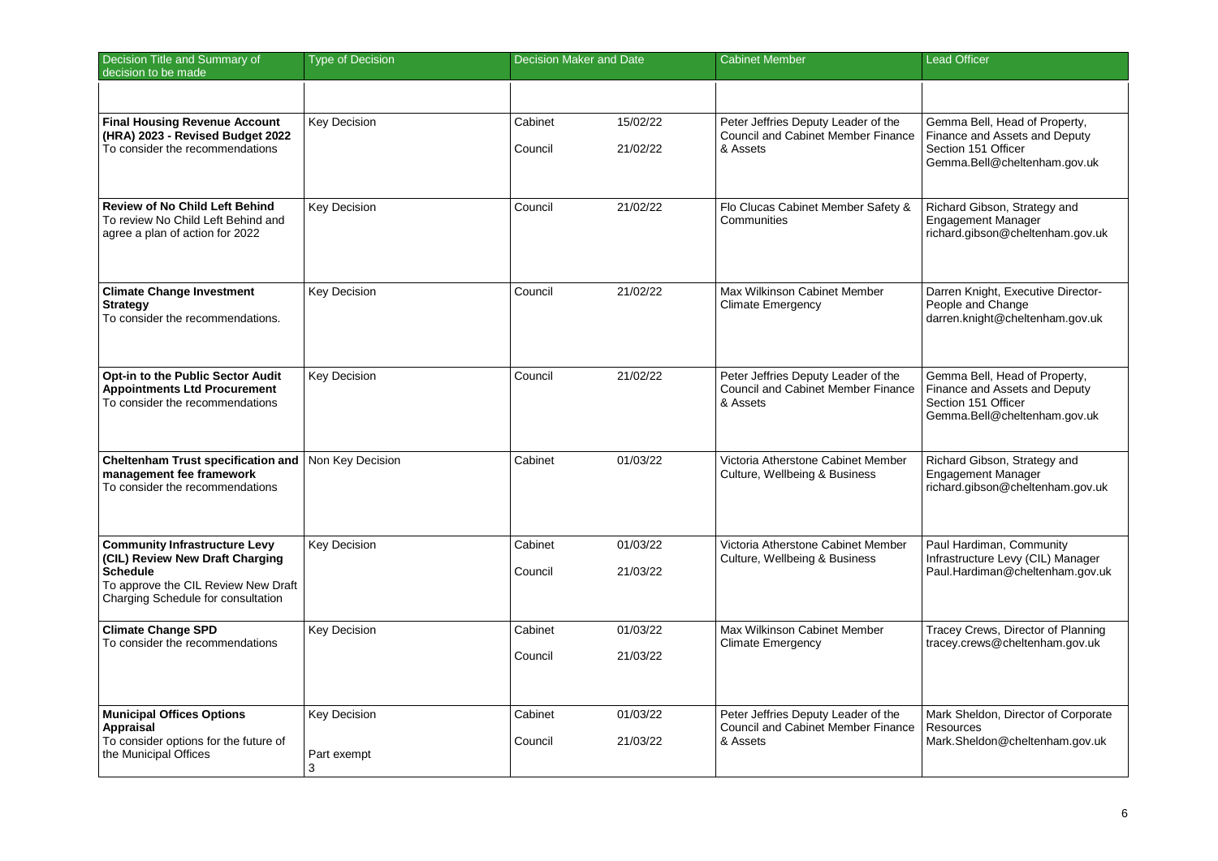| Decision Title and Summary of decision to be made | Type of Decision | Decision Maker and Date | | Cabinet Member | Lead Officer |
|---|---|---|---|---|---|
| | | | | | |
| **Final Housing Revenue Account (HRA) 2023 - Revised Budget 2022** To consider the recommendations | Key Decision | Cabinet<br>Council | 15/02/22<br>21/02/22 | Peter Jeffries Deputy Leader of the Council and Cabinet Member Finance & Assets | Gemma Bell, Head of Property, Finance and Assets and Deputy Section 151 Officer Gemma.Bell@cheltenham.gov.uk |
| **Review of No Child Left Behind** To review No Child Left Behind and agree a plan of action for 2022 | Key Decision | Council | 21/02/22 | Flo Clucas Cabinet Member Safety & Communities | Richard Gibson, Strategy and Engagement Manager richard.gibson@cheltenham.gov.uk |
| **Climate Change Investment Strategy** To consider the recommendations. | Key Decision | Council | 21/02/22 | Max Wilkinson Cabinet Member Climate Emergency | Darren Knight, Executive Director-People and Change darren.knight@cheltenham.gov.uk |
| **Opt-in to the Public Sector Audit Appointments Ltd Procurement** To consider the recommendations | Key Decision | Council | 21/02/22 | Peter Jeffries Deputy Leader of the Council and Cabinet Member Finance & Assets | Gemma Bell, Head of Property, Finance and Assets and Deputy Section 151 Officer Gemma.Bell@cheltenham.gov.uk |
| **Cheltenham Trust specification and management fee framework** To consider the recommendations | Non Key Decision | Cabinet | 01/03/22 | Victoria Atherstone Cabinet Member Culture, Wellbeing & Business | Richard Gibson, Strategy and Engagement Manager richard.gibson@cheltenham.gov.uk |
| **Community Infrastructure Levy (CIL) Review New Draft Charging Schedule** To approve the CIL Review New Draft Charging Schedule for consultation | Key Decision | Cabinet<br>Council | 01/03/22<br>21/03/22 | Victoria Atherstone Cabinet Member Culture, Wellbeing & Business | Paul Hardiman, Community Infrastructure Levy (CIL) Manager Paul.Hardiman@cheltenham.gov.uk |
| **Climate Change SPD** To consider the recommendations | Key Decision | Cabinet<br>Council | 01/03/22<br>21/03/22 | Max Wilkinson Cabinet Member Climate Emergency | Tracey Crews, Director of Planning tracey.crews@cheltenham.gov.uk |
| **Municipal Offices Options Appraisal** To consider options for the future of the Municipal Offices | Key Decision<br><br>Part exempt<br>3 | Cabinet<br>Council | 01/03/22<br>21/03/22 | Peter Jeffries Deputy Leader of the Council and Cabinet Member Finance & Assets | Mark Sheldon, Director of Corporate Resources Mark.Sheldon@cheltenham.gov.uk |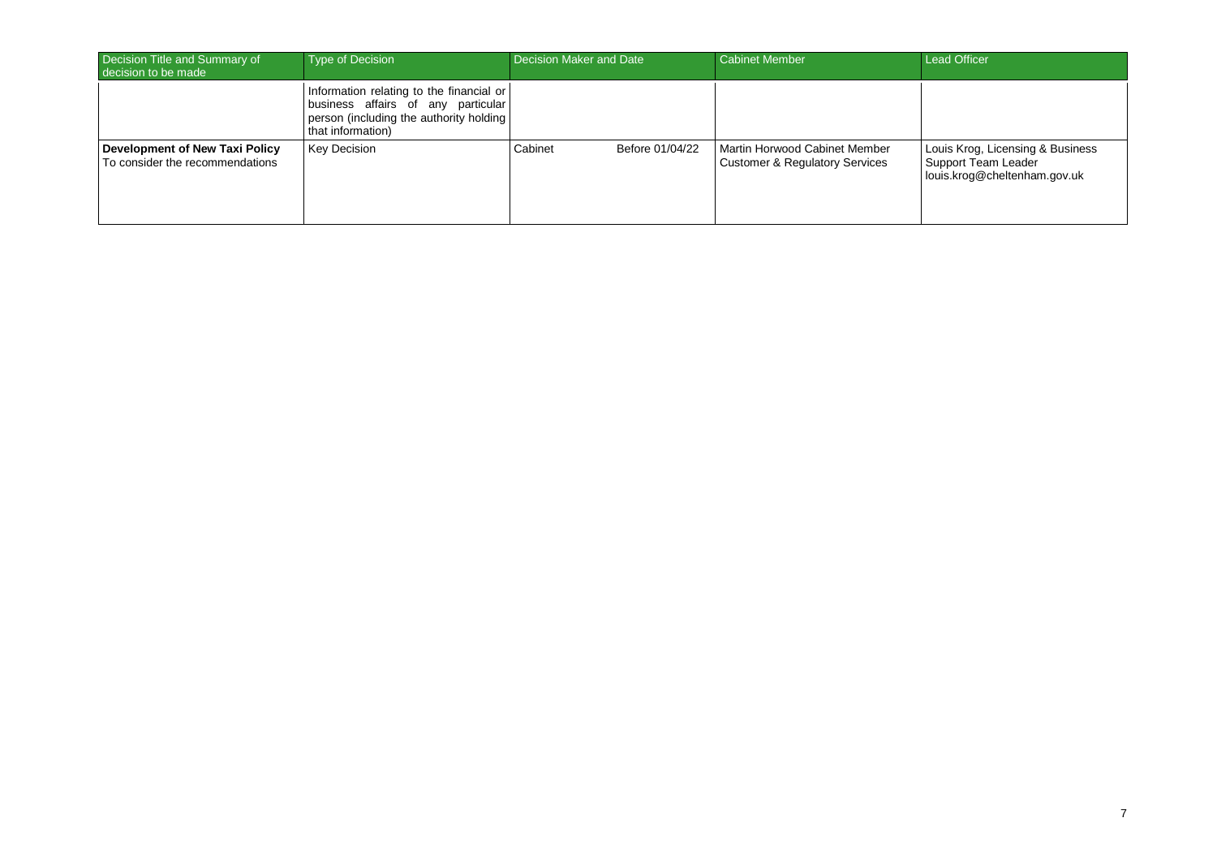| Decision Title and Summary of decision to be made | Type of Decision | Decision Maker and Date | Cabinet Member | Lead Officer |
|---|---|---|---|---|
| | Information relating to the financial or business affairs of any particular person (including the authority holding that information) | | | |
| **Development of New Taxi Policy** To consider the recommendations | Key Decision | Cabinet Before 01/04/22 | Martin Horwood Cabinet Member Customer & Regulatory Services | Louis Krog, Licensing & Business Support Team Leader louis.krog@cheltenham.gov.uk |